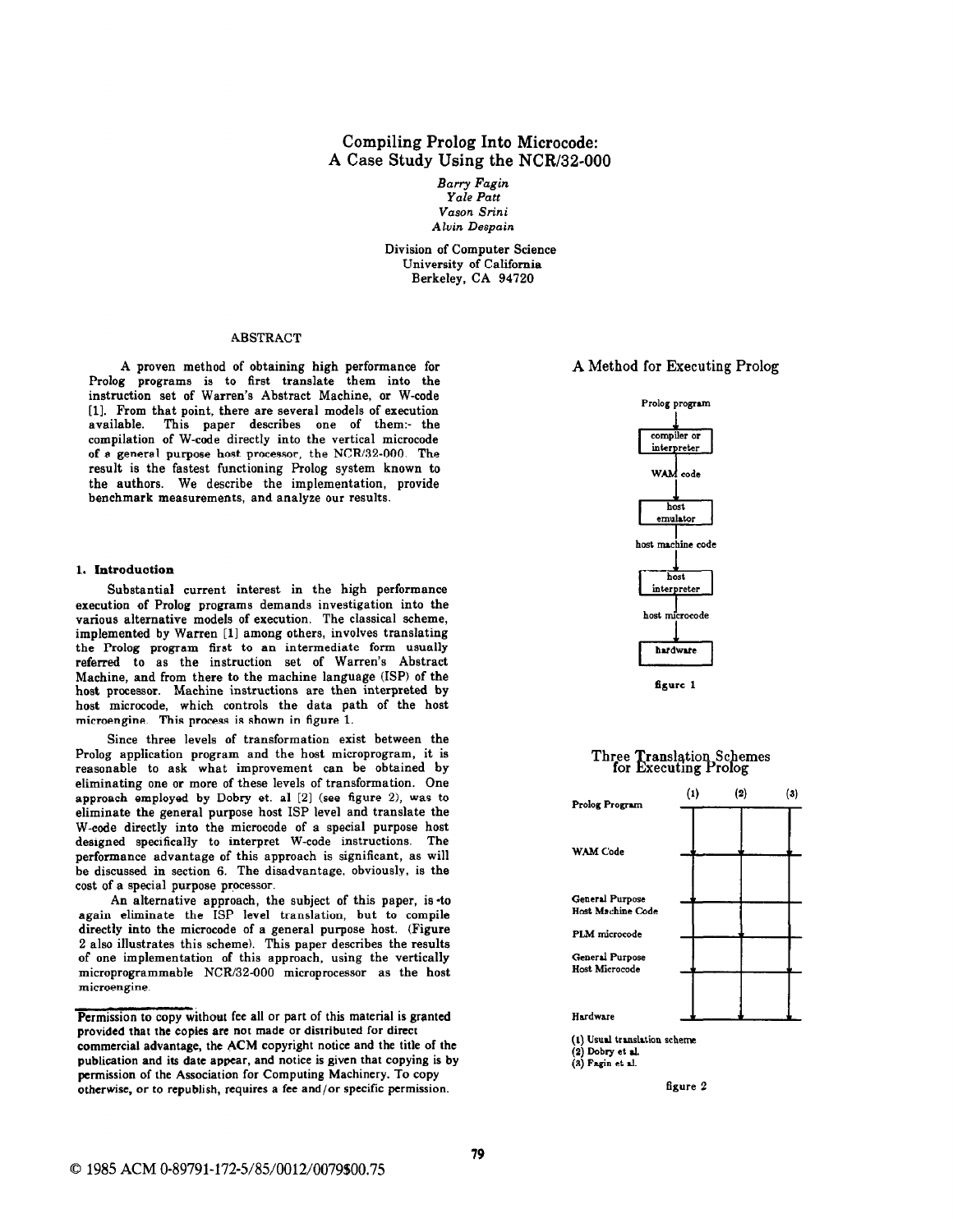# Compiling Prolog Into Microcode: A Case Study Using the NCR/32-000

*Barry Fagin*
*Yale Patt*
*Vason Srini*
*Alvin Despain*

Division of Computer Science
University of California
Berkeley, CA 94720

## ABSTRACT

A proven method of obtaining high performance for Prolog programs is to first translate them into the instruction set of Warren's Abstract Machine, or W-code [1]. From that point, there are several models of execution available. This paper describes one of them:- the compilation of W-code directly into the vertical microcode of a general purpose host processor, the NCR/32-000. The result is the fastest functioning Prolog system known to the authors. We describe the implementation, provide benchmark measurements, and analyze our results.

## 1. Introduction

Substantial current interest in the high performance execution of Prolog programs demands investigation into the various alternative models of execution. The classical scheme, implemented by Warren [1] among others, involves translating the Prolog program first to an intermediate form usually referred to as the instruction set of Warren's Abstract Machine, and from there to the machine language (ISP) of the host processor. Machine instructions are then interpreted by host microcode, which controls the data path of the host microengine. This process is shown in figure 1.

Since three levels of transformation exist between the Prolog application program and the host microprogram, it is reasonable to ask what improvement can be obtained by eliminating one or more of these levels of transformation. One approach employed by Dobry et. al [2] (see figure 2), was to eliminate the general purpose host ISP level and translate the W-code directly into the microcode of a special purpose host designed specifically to interpret W-code instructions. The performance advantage of this approach is significant, as will be discussed in section 6. The disadvantage, obviously, is the cost of a special purpose processor.

An alternative approach, the subject of this paper, is to again eliminate the ISP level translation, but to compile directly into the microcode of a general purpose host. (Figure 2 also illustrates this scheme). This paper describes the results of one implementation of this approach, using the vertically microprogrammable NCR/32-000 microprocessor as the host microengine.

Permission to copy without fee all or part of this material is granted provided that the copies are not made or distributed for direct commercial advantage, the ACM copyright notice and the title of the publication and its date appear, and notice is given that copying is by permission of the Association for Computing Machinery. To copy otherwise, or to republish, requires a fee and/or specific permission.

© 1985 ACM 0-89791-172-5/85/0012/0079$00.75

A Method for Executing Prolog

Prolog program
compiler or interpreter
WAM code
host emulator
host machine code
host interpreter
host microcode
hardware

figure 1

Three Translation Schemes for Executing Prolog

(1) (2) (3)
Prolog Program
WAM Code
General Purpose Host Machine Code
PLM microcode
General Purpose Host Microcode
Hardware

(1) Usual translation scheme
(2) Dobry et al.
(3) Fagin et al.

figure 2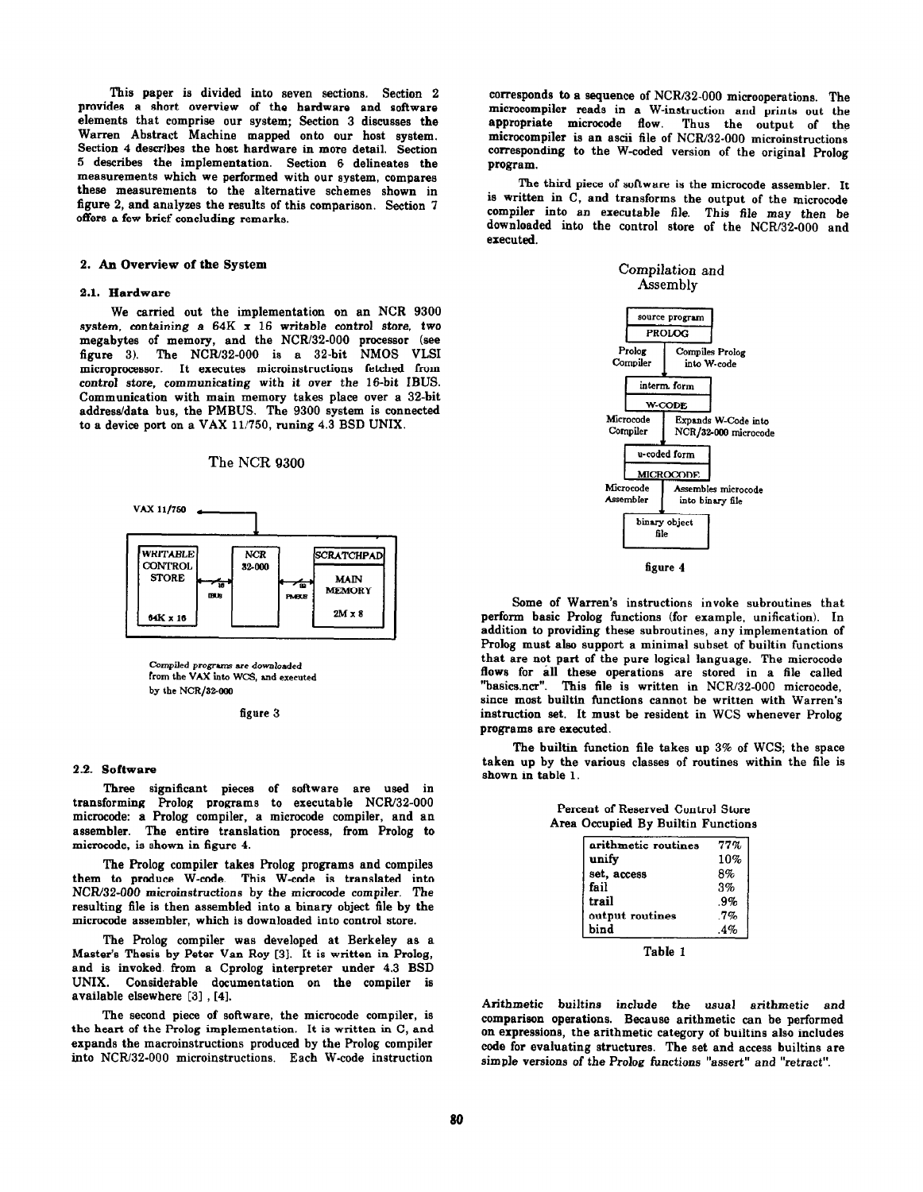This paper is divided into seven sections. Section 2 provides a short overview of the hardware and software elements that comprise our system; Section 3 discusses the Warren Abstract Machine mapped onto our host system. Section 4 describes the host hardware in more detail. Section 5 describes the implementation. Section 6 delineates the measurements which we performed with our system, compares these measurements to the alternative schemes shown in figure 2, and analyzes the results of this comparison. Section 7 offers a few brief concluding remarks.

## 2. An Overview of the System

### 2.1. Hardware

We carried out the implementation on an NCR 9300 system, containing a 64K x 16 writable control store, two megabytes of memory, and the NCR/32-000 processor (see figure 3). The NCR/32-000 is a 32-bit NMOS VLSI microprocessor. It executes microinstructions fetched from control store, communicating with it over the 16-bit IBUS. Communication with main memory takes place over a 32-bit address/data bus, the PMBUS. The 9300 system is connected to a device port on a VAX 11/750, runing 4.3 BSD UNIX.

The NCR 9300

VAX 11/750

WRITABLE CONTROL STORE

64K x 16

16

IBUS

NCR 32-000

32

PMBUS

SCRATCHPAD

MAIN MEMORY

2M x 8

Compiled programs are downloaded from the VAX into WCS, and executed by the NCR/32-000

figure 3

### 2.2. Software

Three significant pieces of software are used in transforming Prolog programs to executable NCR/32-000 microcode: a Prolog compiler, a microcode compiler, and an assembler. The entire translation process, from Prolog to microcode, is shown in figure 4.

The Prolog compiler takes Prolog programs and compiles them to produce W-code. This W-code is translated into *NCR/32-000 microinstructions* by the *microcode compiler*. The resulting file is then assembled into a binary object file by the microcode assembler, which is downloaded into control store.

The Prolog compiler was developed at Berkeley as a Master's Thesis by Peter Van Roy [3]. It is written in Prolog, and is invoked from a Cprolog interpreter under 4.3 BSD UNIX. Considerable documentation on the compiler is available elsewhere [3] , [4].

The second piece of software, the microcode compiler, is the heart of the Prolog implementation. It is written in C, and expands the macroinstructions produced by the Prolog compiler into NCR/32-000 microinstructions. Each W-code instruction corresponds to a sequence of NCR/32-000 microoperations. The microcompiler reads in a W-instruction and prints out the appropriate microcode flow. Thus the output of the microcompiler is an ascii file of NCR/32-000 microinstructions corresponding to the W-coded version of the original Prolog program.

The third piece of software is the microcode assembler. It is written in C, and transforms the output of the microcode compiler into an executable file. This file may then be downloaded into the control store of the NCR/32-000 and executed.

Compilation and Assembly

source program

PROLOG

Prolog Compiler

Compiles Prolog into W-code

interm. form

W-CODE

Microcode Compiler

Expands W-Code into NCR/32-000 microcode

u-coded form

MICROCODE

Microcode Assembler

Assembles microcode into binary file

binary object file

figure 4

Some of Warren's instructions invoke subroutines that perform basic Prolog functions (for example, unification). In addition to providing these subroutines, any implementation of Prolog must also support a minimal subset of builtin functions that are not part of the pure logical language. The microcode flows for all these operations are stored in a file called "basics.ncr". This file is written in NCR/32-000 microcode, since most builtin functions cannot be written with Warren's instruction set. It must be resident in WCS whenever Prolog programs are executed.

The builtin function file takes up 3% of WCS; the space taken up by the various classes of routines within the file is shown in table 1.

Percent of Reserved Control Store Area Occupied By Builtin Functions

| | |
|---|---|
| arithmetic routines | 77% |
| unify | 10% |
| set, access | 8% |
| fail | 3% |
| trail | .9% |
| output routines | .7% |
| bind | .4% |

Table 1

Arithmetic builtins include the usual arithmetic and comparison operations. Because arithmetic can be performed on expressions, the arithmetic category of builtins also includes code for evaluating structures. The set and access builtins are simple versions of the Prolog functions "assert" and "retract".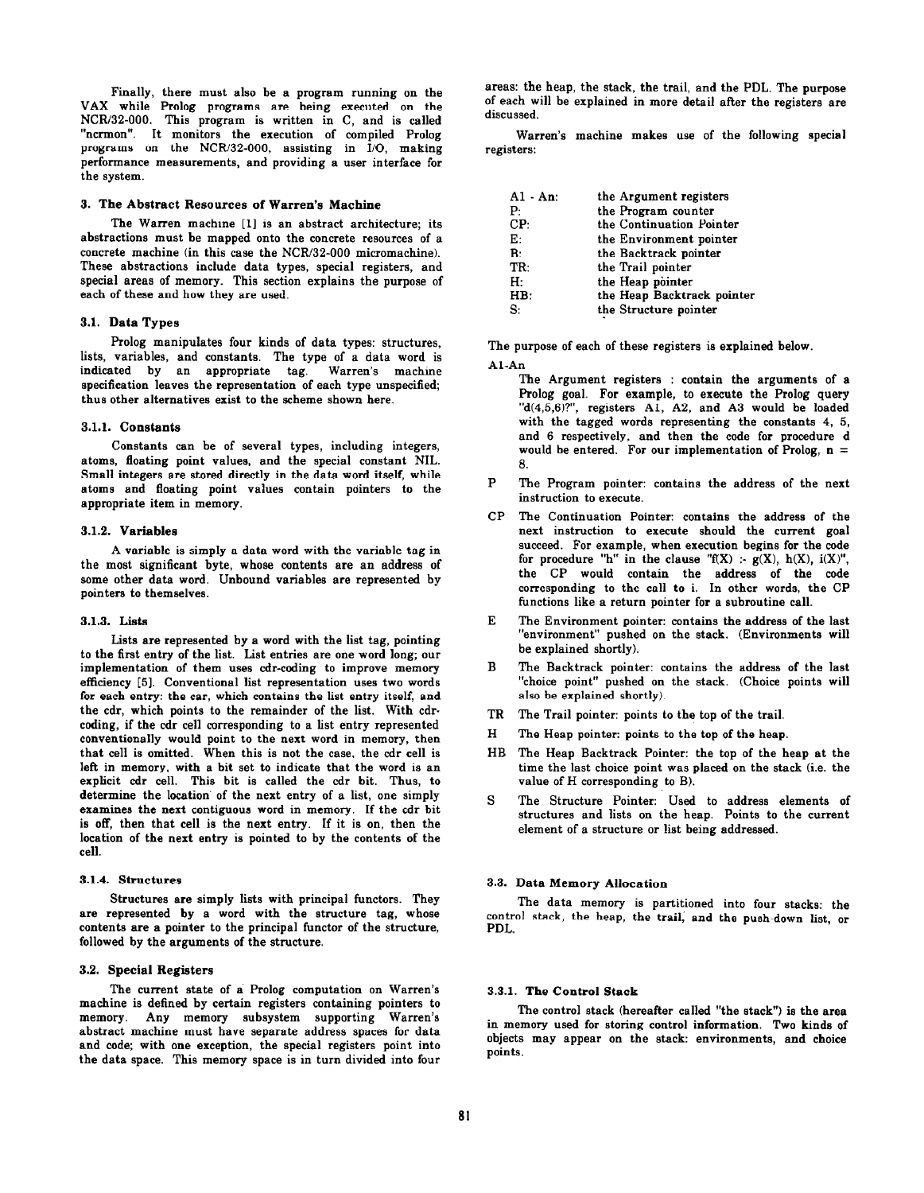Finally, there must also be a program running on the VAX while Prolog programs are being executed on the NCR/32-000. This program is written in C, and is called "ncrmon". It monitors the execution of compiled Prolog programs on the NCR/32-000, assisting in I/O, making performance measurements, and providing a user interface for the system.

## 3. The Abstract Resources of Warren's Machine

The Warren machine [1] is an abstract architecture; its abstractions must be mapped onto the concrete resources of a concrete machine (in this case the NCR/32-000 micromachine). These abstractions include data types, special registers, and special areas of memory. This section explains the purpose of each of these and how they are used.

### 3.1. Data Types

Prolog manipulates four kinds of data types: structures, lists, variables, and constants. The type of a data word is indicated by an appropriate tag. Warren's machine specification leaves the representation of each type unspecified; thus other alternatives exist to the scheme shown here.

#### 3.1.1. Constants

Constants can be of several types, including integers, atoms, floating point values, and the special constant NIL. Small integers are stored directly in the data word itself, while atoms and floating point values contain pointers to the appropriate item in memory.

#### 3.1.2. Variables

A variable is simply a data word with the variable tag in the most significant byte, whose contents are an address of some other data word. Unbound variables are represented by pointers to themselves.

#### 3.1.3. Lists

Lists are represented by a word with the list tag, pointing to the first entry of the list. List entries are one word long; our implementation of them uses cdr-coding to improve memory efficiency [5]. Conventional list representation uses two words for each entry: the car, which contains the list entry itself, and the cdr, which points to the remainder of the list. With cdr-coding, if the cdr cell corresponding to a list entry represented conventionally would point to the next word in memory, then that cell is omitted. When this is not the case, the cdr cell is left in memory, with a bit set to indicate that the word is an explicit cdr cell. This bit is called the cdr bit. Thus, to determine the location of the next entry of a list, one simply examines the next contiguous word in memory. If the cdr bit is off, then that cell is the next entry. If it is on, then the location of the next entry is pointed to by the contents of the cell.

#### 3.1.4. Structures

Structures are simply lists with principal functors. They are represented by a word with the structure tag, whose contents are a pointer to the principal functor of the structure, followed by the arguments of the structure.

### 3.2. Special Registers

The current state of a Prolog computation on Warren's machine is defined by certain registers containing pointers to memory. Any memory subsystem supporting Warren's abstract machine must have separate address spaces for data and code; with one exception, the special registers point into the data space. This memory space is in turn divided into four areas: the heap, the stack, the trail, and the PDL. The purpose of each will be explained in more detail after the registers are discussed.

Warren's machine makes use of the following special registers:

| | |
|---|---|
| A1 - An: | the Argument registers |
| P: | the Program counter |
| CP: | the Continuation Pointer |
| E: | the Environment pointer |
| B: | the Backtrack pointer |
| TR: | the Trail pointer |
| H: | the Heap pointer |
| HB: | the Heap Backtrack pointer |
| S: | the Structure pointer |

The purpose of each of these registers is explained below.

**A1-An** The Argument registers : contain the arguments of a Prolog goal. For example, to execute the Prolog query "d(4,5,6)?", registers A1, A2, and A3 would be loaded with the tagged words representing the constants 4, 5, and 6 respectively, and then the code for procedure d would be entered. For our implementation of Prolog, n = 8.

**P** The Program pointer: contains the address of the next instruction to execute.

**CP** The Continuation Pointer: contains the address of the next instruction to execute should the current goal succeed. For example, when execution begins for the code for procedure "h" in the clause "f(X) :- g(X), h(X), i(X)", the CP would contain the address of the code corresponding to the call to i. In other words, the CP functions like a return pointer for a subroutine call.

**E** The Environment pointer: contains the address of the last "environment" pushed on the stack. (Environments will be explained shortly).

**B** The Backtrack pointer: contains the address of the last "choice point" pushed on the stack. (Choice points will also be explained shortly).

**TR** The Trail pointer: points to the top of the trail.

**H** The Heap pointer: points to the top of the heap.

**HB** The Heap Backtrack Pointer: the top of the heap at the time the last choice point was placed on the stack (i.e. the value of H corresponding to B).

**S** The Structure Pointer: Used to address elements of structures and lists on the heap. Points to the current element of a structure or list being addressed.

### 3.3. Data Memory Allocation

The data memory is partitioned into four stacks: the control stack, the heap, the trail, and the push-down list, or PDL.

#### 3.3.1. The Control Stack

The control stack (hereafter called "the stack") is the area in memory used for storing control information. Two kinds of objects may appear on the stack: environments, and choice points.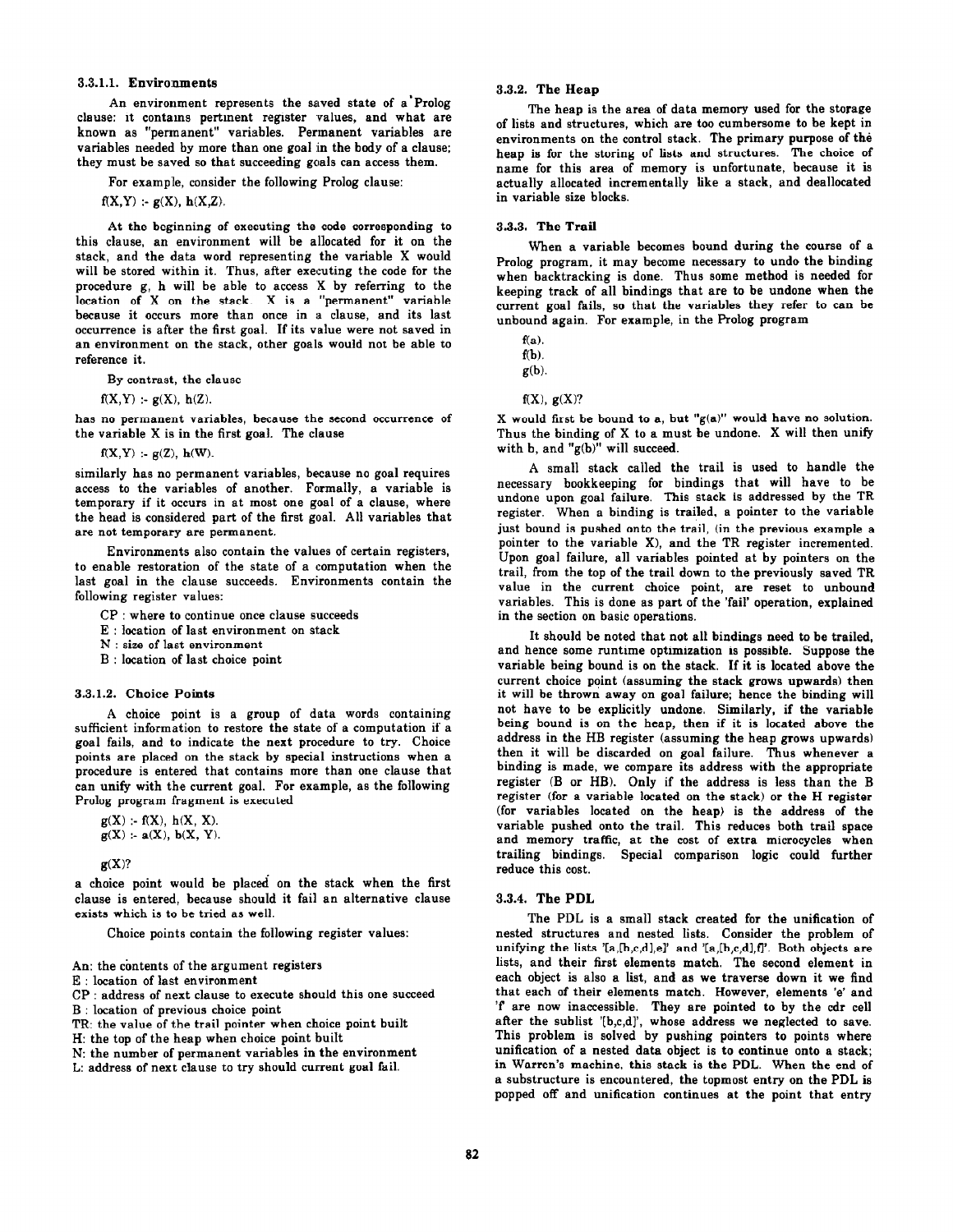#### 3.3.1.1. Environments

An environment represents the saved state of a Prolog clause: it contains pertinent register values, and what are known as "permanent" variables. Permanent variables are variables needed by more than one goal in the body of a clause; they must be saved so that succeeding goals can access them.

For example, consider the following Prolog clause:

f(X,Y) :- g(X), h(X,Z).

At the beginning of executing the code corresponding to this clause, an environment will be allocated for it on the stack, and the data word representing the variable X would will be stored within it. Thus, after executing the code for the procedure g, h will be able to access X by referring to the location of X on the stack. X is a "permanent" variable because it occurs more than once in a clause, and its last occurrence is after the first goal. If its value were not saved in an environment on the stack, other goals would not be able to reference it.

By contrast, the clause

f(X,Y) :- g(X), h(Z).

has no permanent variables, because the second occurrence of the variable X is in the first goal. The clause

f(X,Y) :- g(Z), h(W).

similarly has no permanent variables, because no goal requires access to the variables of another. Formally, a variable is temporary if it occurs in at most one goal of a clause, where the head is considered part of the first goal. All variables that are not temporary are permanent.

Environments also contain the values of certain registers, to enable restoration of the state of a computation when the last goal in the clause succeeds. Environments contain the following register values:

CP : where to continue once clause succeeds
E : location of last environment on stack
N : size of last environment
B : location of last choice point

#### 3.3.1.2. Choice Points

A choice point is a group of data words containing sufficient information to restore the state of a computation if a goal fails, and to indicate the next procedure to try. Choice points are placed on the stack by special instructions when a procedure is entered that contains more than one clause that can unify with the current goal. For example, as the following Prolog program fragment is executed

g(X) :- f(X), h(X, X).
g(X) :- a(X), b(X, Y).

g(X)?

a choice point would be placed on the stack when the first clause is entered, because should it fail an alternative clause exists which is to be tried as well.

Choice points contain the following register values:

An: the contents of the argument registers
E : location of last environment
CP : address of next clause to execute should this one succeed
B : location of previous choice point
TR: the value of the trail pointer when choice point built
H: the top of the heap when choice point built
N: the number of permanent variables in the environment
L: address of next clause to try should current goal fail.

### 3.3.2. The Heap

The heap is the area of data memory used for the storage of lists and structures, which are too cumbersome to be kept in environments on the control stack. The primary purpose of the heap is for the storing of lists and structures. The choice of name for this area of memory is unfortunate, because it is actually allocated incrementally like a stack, and deallocated in variable size blocks.

### 3.3.3. The Trail

When a variable becomes bound during the course of a Prolog program, it may become necessary to undo the binding when backtracking is done. Thus some method is needed for keeping track of all bindings that are to be undone when the current goal fails, so that the variables they refer to can be unbound again. For example, in the Prolog program

f(a).
f(b).
g(b).

f(X), g(X)?

X would first be bound to a, but "g(a)" would have no solution. Thus the binding of X to a must be undone. X will then unify with b, and "g(b)" will succeed.

A small stack called the trail is used to handle the necessary bookkeeping for bindings that will have to be undone upon goal failure. This stack is addressed by the TR register. When a binding is trailed, a pointer to the variable just bound is pushed onto the trail, (in the previous example a pointer to the variable X), and the TR register incremented. Upon goal failure, all variables pointed at by pointers on the trail, from the top of the trail down to the previously saved TR value in the current choice point, are reset to unbound variables. This is done as part of the 'fail' operation, explained in the section on basic operations.

It should be noted that not all bindings need to be trailed, and hence some runtime optimization is possible. Suppose the variable being bound is on the stack. If it is located above the current choice point (assuming the stack grows upwards) then it will be thrown away on goal failure; hence the binding will not have to be explicitly undone. Similarly, if the variable being bound is on the heap, then if it is located above the address in the HB register (assuming the heap grows upwards) then it will be discarded on goal failure. Thus whenever a binding is made, we compare its address with the appropriate register (B or HB). Only if the address is less than the B register (for a variable located on the stack) or the H register (for variables located on the heap) is the address of the variable pushed onto the trail. This reduces both trail space and memory traffic, at the cost of extra microcycles when trailing bindings. Special comparison logic could further reduce this cost.

### 3.3.4. The PDL

The PDL is a small stack created for the unification of nested structures and nested lists. Consider the problem of unifying the lists '[a,[b,c,d],e]' and '[a,[b,c,d],f]'. Both objects are lists, and their first elements match. The second element in each object is also a list, and as we traverse down it we find that each of their elements match. However, elements 'e' and 'f' are now inaccessible. They are pointed to by the cdr cell after the sublist '[b,c,d]', whose address we neglected to save. This problem is solved by pushing pointers to points where unification of a nested data object is to continue onto a stack; in Warren's machine, this stack is the PDL. When the end of a substructure is encountered, the topmost entry on the PDL is popped off and unification continues at the point that entry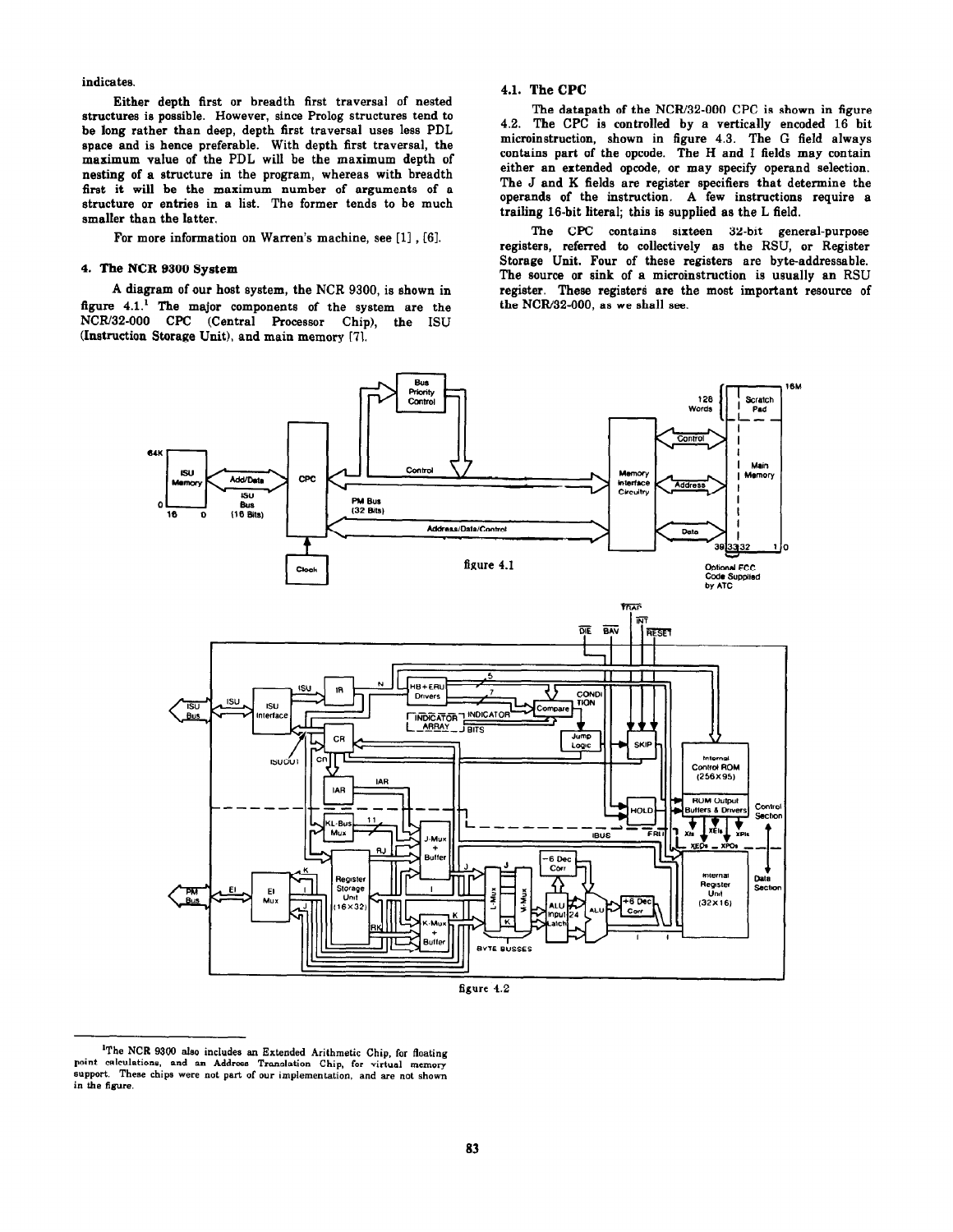indicates.

Either depth first or breadth first traversal of nested structures is possible. However, since Prolog structures tend to be long rather than deep, depth first traversal uses less PDL space and is hence preferable. With depth first traversal, the maximum value of the PDL will be the maximum depth of nesting of a structure in the program, whereas with breadth first it will be the maximum number of arguments of a structure or entries in a list. The former tends to be much smaller than the latter.

For more information on Warren's machine, see [1], [6].

## 4. The NCR 9300 System

A diagram of our host system, the NCR 9300, is shown in figure 4.1.[1] The major components of the system are the NCR/32-000 CPC (Central Processor Chip), the ISU (Instruction Storage Unit), and main memory [7].

### 4.1. The CPC

The datapath of the NCR/32-000 CPC is shown in figure 4.2. The CPC is controlled by a vertically encoded 16 bit microinstruction, shown in figure 4.3. The G field always contains part of the opcode. The H and I fields may contain either an extended opcode, or may specify operand selection. The J and K fields are register specifiers that determine the operands of the instruction. A few instructions require a trailing 16-bit literal; this is supplied as the L field.

The CPC contains sixteen 32-bit general-purpose registers, referred to collectively as the RSU, or Register Storage Unit. Four of these registers are byte-addressable. The source or sink of a microinstruction is usually an RSU register. These registers are the most important resource of the NCR/32-000, as we shall see.

64K
ISU Memory
0
16 0
Add/Data
ISU Bus (16 Bits)
CPC
Clock
Bus Priority Control
Control
PM Bus (32 Bits)
Address/Data/Control
Memory Interface Circuitry
Control
Address
Data
128 Words
Scratch Pad
Main Memory
16M
39 33 32 1 0
Optional ECC Code Supplied by ATC

figure 4.1

TRAP
INT
DIE BAV RESET
ISU Bus
ISU
ISU Interface
ISU
IR
N
HB+ERU Drivers
5
7
CONDITION
Compare
INDICATOR ARRAY
INDICATOR BITS
Jump Logic
SKIP
CR
ISUOUT
CR
IAR
IAR
HOLD
Internal Control ROM (256X95)
ROM Output Buffers & Drivers
Control Section
KL-Bus Mux
11
RJ
J-Mux + Buffer
IBUS
FRI
XIs XEIs XPIs
XEOs XPOs
PM Bus
EI
EI Mux
K
I
J
Register Storage Unit (16X32)
RK
K-Mux + Buffer
J
I
K
L-Mux
V-Mux
J
K
-6 Dec Corr
ALU Input Latch
24
ALU
+6 Dec Corr
BYTE BUSSES
Internal Register Unit (32X16)
Data Section

figure 4.2

[1] The NCR 9300 also includes an Extended Arithmetic Chip, for floating point calculations, and an Address Translation Chip, for virtual memory support. These chips were not part of our implementation, and are not shown in the figure.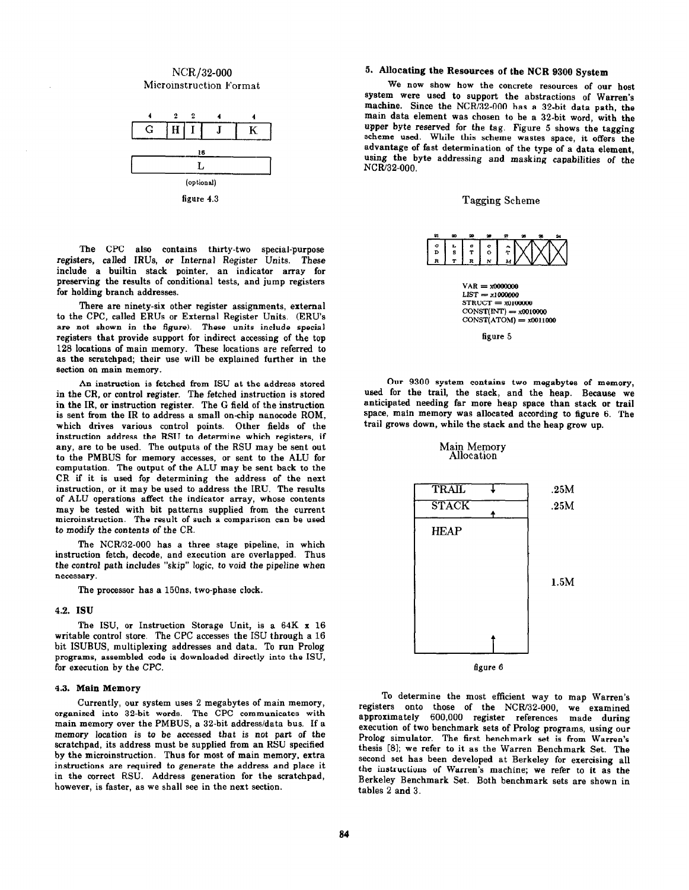NCR/32-000
Microinstruction Format

4 2 2 4 4

G H I J K

16

L

(optional)

figure 4.3

The CPC also contains thirty-two special-purpose registers, called IRUs, or Internal Register Units. These include a builtin stack pointer, an indicator array for preserving the results of conditional tests, and jump registers for holding branch addresses.

There are ninety-six other register assignments, external to the CPC, called ERUs or External Register Units. (ERU's are not shown in the figure). These units include special registers that provide support for indirect accessing of the top 128 locations of main memory. These locations are referred to as the scratchpad; their use will be explained further in the section on main memory.

An instruction is fetched from ISU at the address stored in the CR, or control register. The fetched instruction is stored in the IR, or instruction register. The G field of the instruction is sent from the IR to address a small on-chip nanocode ROM, which drives various control points. Other fields of the instruction address the RSU to determine which registers, if any, are to be used. The outputs of the RSU may be sent out to the PMBUS for memory accesses, or sent to the ALU for computation. The output of the ALU may be sent back to the CR if it is used for determining the address of the next instruction, or it may be used to address the IRU. The results of ALU operations affect the indicator array, whose contents may be tested with bit patterns supplied from the current microinstruction. The result of such a comparison can be used to modify the contents of the CR.

The NCR/32-000 has a three stage pipeline, in which instruction fetch, decode, and execution are overlapped. Thus the control path includes "skip" logic, to void the pipeline when necessary.

The processor has a 150ns, two-phase clock.

### 4.2. ISU

The ISU, or Instruction Storage Unit, is a 64K x 16 writable control store. The CPC accesses the ISU through a 16 bit ISUBUS, multiplexing addresses and data. To run Prolog programs, assembled code is downloaded directly into the ISU, for execution by the CPC.

### 4.3. Main Memory

Currently, our system uses 2 megabytes of main memory, organized into 32-bit words. The CPC communicates with main memory over the PMBUS, a 32-bit address/data bus. If a memory location is to be accessed that is not part of the scratchpad, its address must be supplied from an RSU specified by the microinstruction. Thus for most of main memory, extra instructions are required to generate the address and place it in the correct RSU. Address generation for the scratchpad, however, is faster, as we shall see in the next section.

## 5. Allocating the Resources of the NCR 9300 System

We now show how the concrete resources of our host system were used to support the abstractions of Warren's machine. Since the NCR/32-000 has a 32-bit data path, the main data element was chosen to be a 32-bit word, with the upper byte reserved for the tag. Figure 5 shows the tagging scheme used. While this scheme wastes space, it offers the advantage of fast determination of the type of a data element, using the byte addressing and masking capabilities of the NCR/32-000.

Tagging Scheme

31 30 29 28 27 26 25 24

C D R | L S T | S T R | C O N | A T M

VAR = x0000000
LIST = x1000000
STRUCT = x0100000
CONST(INT) = x0010000
CONST(ATOM) = x0011000

figure 5

Our 9300 system contains two megabytes of memory, used for the trail, the stack, and the heap. Because we anticipated needing far more heap space than stack or trail space, main memory was allocated according to figure 6. The trail grows down, while the stack and the heap grow up.

Main Memory
Allocation

TRAIL .25M
STACK .25M
HEAP 1.5M

figure 6

To determine the most efficient way to map Warren's registers onto those of the NCR/32-000, we examined approximately 600,000 register references made during execution of two benchmark sets of Prolog programs, using our Prolog simulator. The first benchmark set is from Warren's thesis [8]; we refer to it as the Warren Benchmark Set. The second set has been developed at Berkeley for exercising all the instructions of Warren's machine; we refer to it as the Berkeley Benchmark Set. Both benchmark sets are shown in tables 2 and 3.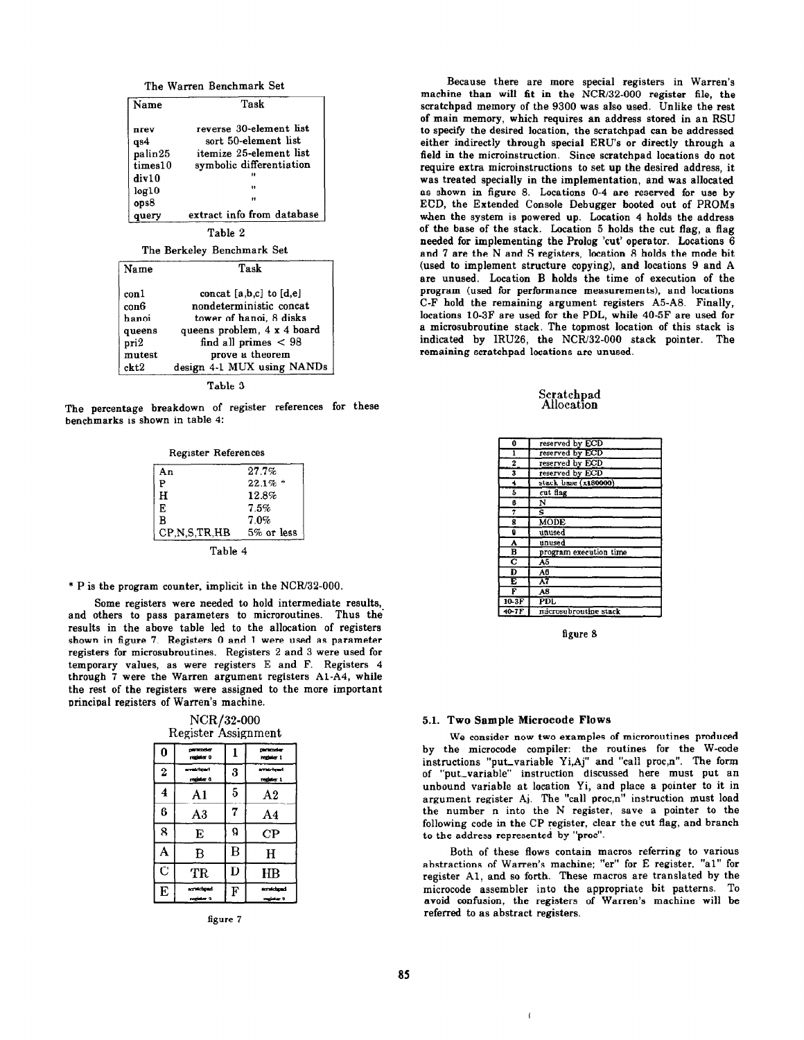The Warren Benchmark Set

| Name | Task |
|---|---|
| nrev | reverse 30-element list |
| qs4 | sort 50-element list |
| palin25 | itemize 25-element list |
| times10 | symbolic differentiation |
| div10 | " |
| log10 | " |
| ops8 | " |
| query | extract info from database |

Table 2

The Berkeley Benchmark Set

| Name | Task |
|---|---|
| con1 | concat [a,b,c] to [d,e] |
| con6 | nondeterministic concat |
| hanoi | tower of hanoi, 8 disks |
| queens | queens problem, 4 x 4 board |
| pri2 | find all primes < 98 |
| mutest | prove a theorem |
| ckt2 | design 4-1 MUX using NANDs |

Table 3

The percentage breakdown of register references for these benchmarks is shown in table 4:

Register References

| | |
|---|---|
| An | 27.7% |
| P | 22.1% * |
| H | 12.8% |
| E | 7.5% |
| B | 7.0% |
| CP,N,S,TR,HB | 5% or less |

Table 4

* P is the program counter, implicit in the NCR/32-000.

Some registers were needed to hold intermediate results, and others to pass parameters to microroutines. Thus the results in the above table led to the allocation of registers shown in figure 7. Registers 0 and 1 were used as parameter registers for microsubroutines. Registers 2 and 3 were used for temporary values, as were registers E and F. Registers 4 through 7 were the Warren argument registers A1-A4, while the rest of the registers were assigned to the more important principal registers of Warren's machine.

NCR/32-000
Register Assignment

| | | | |
|---|---|---|---|
| 0 | parameter register 0 | 1 | parameter register 1 |
| 2 | scratchpad register 0 | 3 | scratchpad register 1 |
| 4 | A1 | 5 | A2 |
| 6 | A3 | 7 | A4 |
| 8 | E | 9 | CP |
| A | B | B | H |
| C | TR | D | HB |
| E | scratchpad register 2 | F | scratchpad register 3 |

figure 7

Because there are more special registers in Warren's machine than will fit in the NCR/32-000 register file, the scratchpad memory of the 9300 was also used. Unlike the rest of main memory, which requires an address stored in an RSU to specify the desired location, the scratchpad can be addressed either indirectly through special ERU's or directly through a field in the microinstruction. Since scratchpad locations do not require extra microinstructions to set up the desired address, it was treated specially in the implementation, and was allocated as shown in figure 8. Locations 0-4 are reserved for use by ECD, the Extended Console Debugger booted out of PROMs when the system is powered up. Location 4 holds the address of the base of the stack. Location 5 holds the cut flag, a flag needed for implementing the Prolog 'cut' operator. Locations 6 and 7 are the N and S registers, location 8 holds the mode bit (used to implement structure copying), and locations 9 and A are unused. Location B holds the time of execution of the program (used for performance measurements), and locations C-F hold the remaining argument registers A5-A8. Finally, locations 10-3F are used for the PDL, while 40-5F are used for a microsubroutine stack. The topmost location of this stack is indicated by IRU26, the NCR/32-000 stack pointer. The remaining scratchpad locations are unused.

Scratchpad
Allocation

| | |
|---|---|
| 0 | reserved by ECD |
| 1 | reserved by ECD |
| 2 | reserved by ECD |
| 3 | reserved by ECD |
| 4 | stack base (x180000) |
| 5 | cut flag |
| 6 | N |
| 7 | S |
| 8 | MODE |
| 9 | unused |
| A | unused |
| B | program execution time |
| C | A5 |
| D | A6 |
| E | A7 |
| F | A8 |
| 10-3F | PDL |
| 40-7F | microsubroutine stack |

figure 8

### 5.1. Two Sample Microcode Flows

We consider now two examples of microroutines produced by the microcode compiler: the routines for the W-code instructions "put_variable Yi,Aj" and "call proc,n". The form of "put_variable" instruction discussed here must put an unbound variable at location Yi, and place a pointer to it in argument register Aj. The "call proc,n" instruction must load the number n into the N register, save a pointer to the following code in the CP register, clear the cut flag, and branch to the address represented by "proc".

Both of these flows contain macros referring to various abstractions of Warren's machine; "er" for E register, "a1" for register A1, and so forth. These macros are translated by the microcode assembler into the appropriate bit patterns. To avoid confusion, the registers of Warren's machine will be referred to as abstract registers.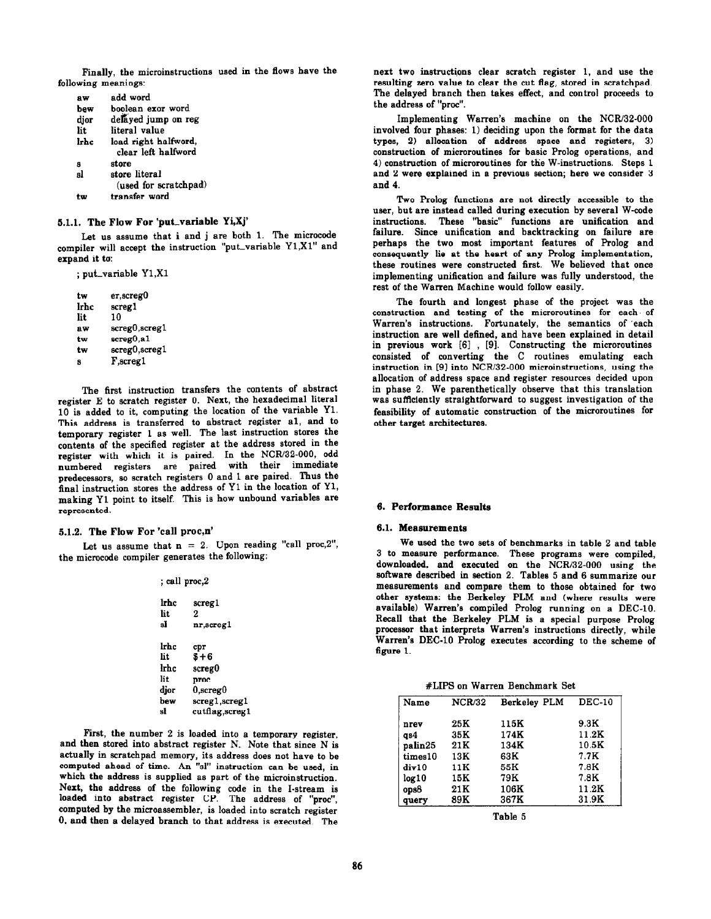Finally, the microinstructions used in the flows have the following meanings:

| | |
|---|---|
| aw | add word |
| bew | boolean exor word |
| djor | delayed jump on reg |
| lit | literal value |
| lrhc | load right halfword, clear left halfword |
| s | store |
| sl | store literal (used for scratchpad) |
| tw | transfer word |

### 5.1.1. The Flow For 'put_variable Yi,Xj'

Let us assume that i and j are both 1. The microcode compiler will accept the instruction "put_variable Y1,X1" and expand it to:

```
; put_variable Y1,X1

tw      er,screg0
lrhc    screg1
lit     10
aw      screg0,screg1
tw      screg0,a1
tw      screg0,screg1
s       F,screg1
```

The first instruction transfers the contents of abstract register E to scratch register 0. Next, the hexadecimal literal 10 is added to it, computing the location of the variable Y1. This address is transferred to abstract register a1, and to temporary register 1 as well. The last instruction stores the contents of the specified register at the address stored in the register with which it is paired. In the NCR/32-000, odd numbered registers are paired with their immediate predecessors, so scratch registers 0 and 1 are paired. Thus the final instruction stores the address of Y1 in the location of Y1, making Y1 point to itself. This is how unbound variables are represented.

### 5.1.2. The Flow For 'call proc,n'

Let us assume that n = 2. Upon reading "call proc,2", the microcode compiler generates the following:

```
; call proc,2

lrhc    screg1
lit     2
sl      nr,screg1

lrhc    cpr
lit     $+6
lrhc    screg0
lit     proc
djor    0,screg0
bew     screg1,screg1
sl      cutflag,screg1
```

First, the number 2 is loaded into a temporary register, and then stored into abstract register N. Note that since N is actually in scratchpad memory, its address does not have to be computed ahead of time. An "sl" instruction can be used, in which the address is supplied as part of the microinstruction. Next, the address of the following code in the I-stream is loaded into abstract register CP. The address of "proc", computed by the microassembler, is loaded into scratch register 0, and then a delayed branch to that address is executed. The next two instructions clear scratch register 1, and use the resulting zero value to clear the cut flag, stored in scratchpad. The delayed branch then takes effect, and control proceeds to the address of "proc".

Implementing Warren's machine on the NCR/32-000 involved four phases: 1) deciding upon the format for the data types, 2) allocation of address space and registers, 3) construction of microroutines for basic Prolog operations, and 4) construction of microroutines for the W-instructions. Steps 1 and 2 were explained in a previous section; here we consider 3 and 4.

Two Prolog functions are not directly accessible to the user, but are instead called during execution by several W-code instructions. These "basic" functions are unification and failure. Since unification and backtracking on failure are perhaps the two most important features of Prolog and consequently lie at the heart of any Prolog implementation, these routines were constructed first. We believed that once implementing unification and failure was fully understood, the rest of the Warren Machine would follow easily.

The fourth and longest phase of the project was the construction and testing of the microroutines for each of Warren's instructions. Fortunately, the semantics of each instruction are well defined, and have been explained in detail in previous work [6] , [9]. Constructing the microroutines consisted of converting the C routines emulating each instruction in [9] into NCR/32-000 microinstructions, using the allocation of address space and register resources decided upon in phase 2. We parenthetically observe that this translation was sufficiently straightforward to suggest investigation of the feasibility of automatic construction of the microroutines for other target architectures.

## 6. Performance Results

### 6.1. Measurements

We used the two sets of benchmarks in table 2 and table 3 to measure performance. These programs were compiled, downloaded, and executed on the NCR/32-000 using the software described in section 2. Tables 5 and 6 summarize our measurements and compare them to those obtained for two other systems: the Berkeley PLM and (where results were available) Warren's compiled Prolog running on a DEC-10. Recall that the Berkeley PLM is a special purpose Prolog processor that interprets Warren's instructions directly, while Warren's DEC-10 Prolog executes according to the scheme of figure 1.

#LIPS on Warren Benchmark Set

| Name | NCR/32 | Berkeley PLM | DEC-10 |
|---|---|---|---|
| nrev | 25K | 115K | 9.3K |
| qs4 | 35K | 174K | 11.2K |
| palin25 | 21K | 134K | 10.5K |
| times10 | 13K | 63K | 7.7K |
| div10 | 11K | 55K | 7.8K |
| log10 | 15K | 79K | 7.8K |
| ops8 | 21K | 106K | 11.2K |
| query | 89K | 367K | 31.9K |

Table 5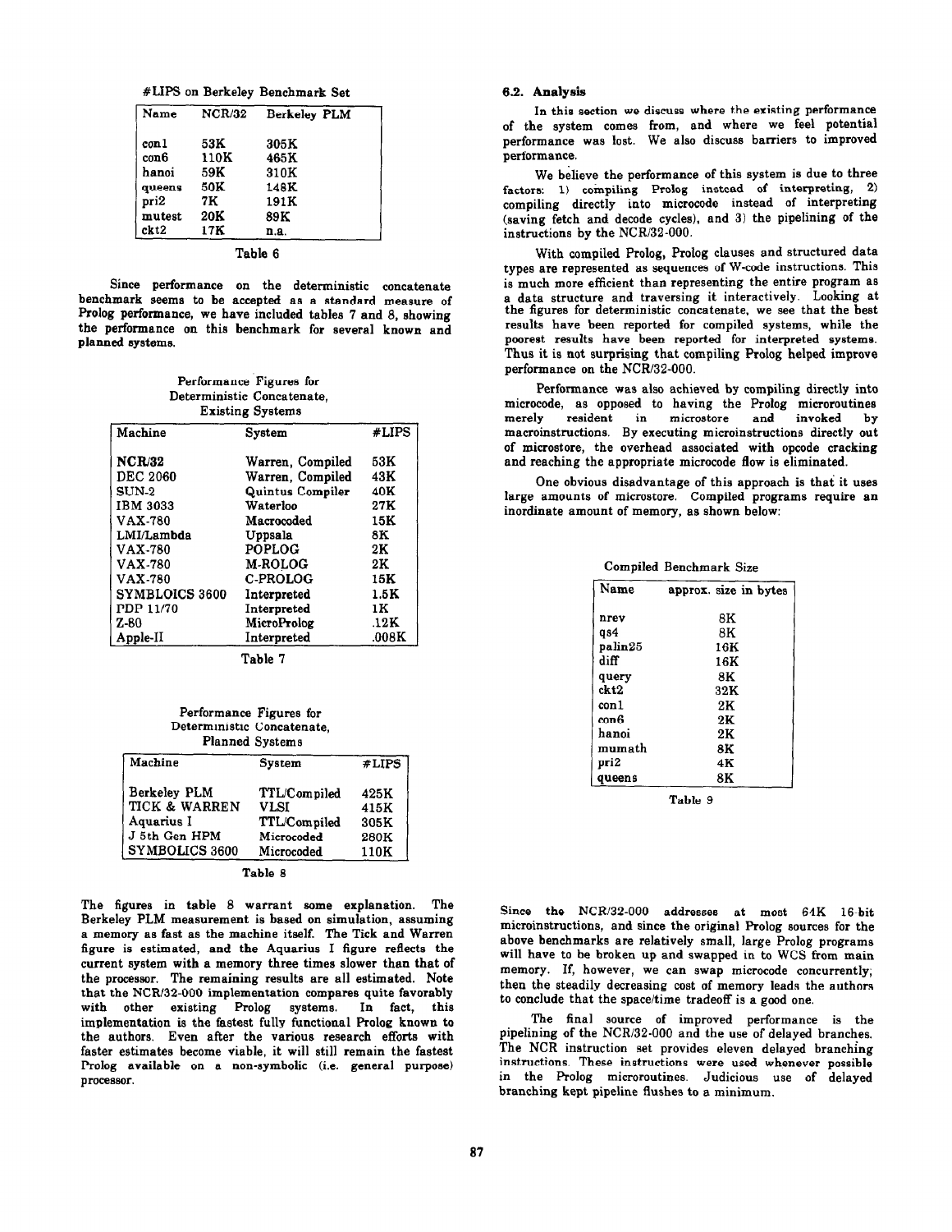#LIPS on Berkeley Benchmark Set

| Name | NCR/32 | Berkeley PLM |
|---|---|---|
| con1 | 53K | 305K |
| con6 | 110K | 465K |
| hanoi | 59K | 310K |
| queens | 50K | 148K |
| pri2 | 7K | 191K |
| mutest | 20K | 89K |
| ckt2 | 17K | n.a. |

Table 6

Since performance on the deterministic concatenate benchmark seems to be accepted as a standard measure of Prolog performance, we have included tables 7 and 8, showing the performance on this benchmark for several known and planned systems.

Performance Figures for Deterministic Concatenate, Existing Systems

| Machine | System | #LIPS |
|---|---|---|
| **NCR/32** | Warren, Compiled | 53K |
| DEC 2060 | Warren, Compiled | 43K |
| SUN-2 | Quintus Compiler | 40K |
| IBM 3033 | Waterloo | 27K |
| VAX-780 | Macrocoded | 15K |
| LMI/Lambda | Uppsala | 8K |
| VAX-780 | POPLOG | 2K |
| VAX-780 | M-ROLOG | 2K |
| VAX-780 | C-PROLOG | 15K |
| SYMBLOICS 3600 | Interpreted | 1.5K |
| PDP 11/70 | Interpreted | 1K |
| Z-80 | MicroProlog | .12K |
| Apple-II | Interpreted | .008K |

Table 7

Performance Figures for Deterministic Concatenate, Planned Systems

| Machine | System | #LIPS |
|---|---|---|
| Berkeley PLM | TTL/Compiled | 425K |
| TICK & WARREN | VLSI | 415K |
| Aquarius I | TTL/Compiled | 305K |
| J 5th Gen HPM | Microcoded | 280K |
| SYMBOLICS 3600 | Microcoded | 110K |

Table 8

The figures in table 8 warrant some explanation. The Berkeley PLM measurement is based on simulation, assuming a memory as fast as the machine itself. The Tick and Warren figure is estimated, and the Aquarius I figure reflects the current system with a memory three times slower than that of the processor. The remaining results are all estimated. Note that the NCR/32-000 implementation compares quite favorably with other existing Prolog systems. In fact, this implementation is the fastest fully functional Prolog known to the authors. Even after the various research efforts with faster estimates become viable, it will still remain the fastest Prolog available on a non-symbolic (i.e. general purpose) processor.

### 6.2. Analysis

In this section we discuss where the existing performance of the system comes from, and where we feel potential performance was lost. We also discuss barriers to improved performance.

We believe the performance of this system is due to three factors: 1) compiling Prolog instead of interpreting, 2) compiling directly into microcode instead of interpreting (saving fetch and decode cycles), and 3) the pipelining of the instructions by the NCR/32-000.

With compiled Prolog, Prolog clauses and structured data types are represented as sequences of W-code instructions. This is much more efficient than representing the entire program as a data structure and traversing it interactively. Looking at the figures for deterministic concatenate, we see that the best results have been reported for compiled systems, while the poorest results have been reported for interpreted systems. Thus it is not surprising that compiling Prolog helped improve performance on the NCR/32-000.

Performance was also achieved by compiling directly into microcode, as opposed to having the Prolog microroutines merely resident in microstore and invoked by macroinstructions. By executing microinstructions directly out of microstore, the overhead associated with opcode cracking and reaching the appropriate microcode flow is eliminated.

One obvious disadvantage of this approach is that it uses large amounts of microstore. Compiled programs require an inordinate amount of memory, as shown below:

Compiled Benchmark Size

| Name | approx. size in bytes |
|---|---|
| nrev | 8K |
| qs4 | 8K |
| palin25 | 16K |
| diff | 16K |
| query | 8K |
| ckt2 | 32K |
| con1 | 2K |
| con6 | 2K |
| hanoi | 2K |
| mumath | 8K |
| pri2 | 4K |
| queens | 8K |

Table 9

Since the NCR/32-000 addresses at most 64K 16-bit microinstructions, and since the original Prolog sources for the above benchmarks are relatively small, large Prolog programs will have to be broken up and swapped in to WCS from main memory. If, however, we can swap microcode concurrently, then the steadily decreasing cost of memory leads the authors to conclude that the space/time tradeoff is a good one.

The final source of improved performance is the pipelining of the NCR/32-000 and the use of delayed branches. The NCR instruction set provides eleven delayed branching instructions. These instructions were used whenever possible in the Prolog microroutines. Judicious use of delayed branching kept pipeline flushes to a minimum.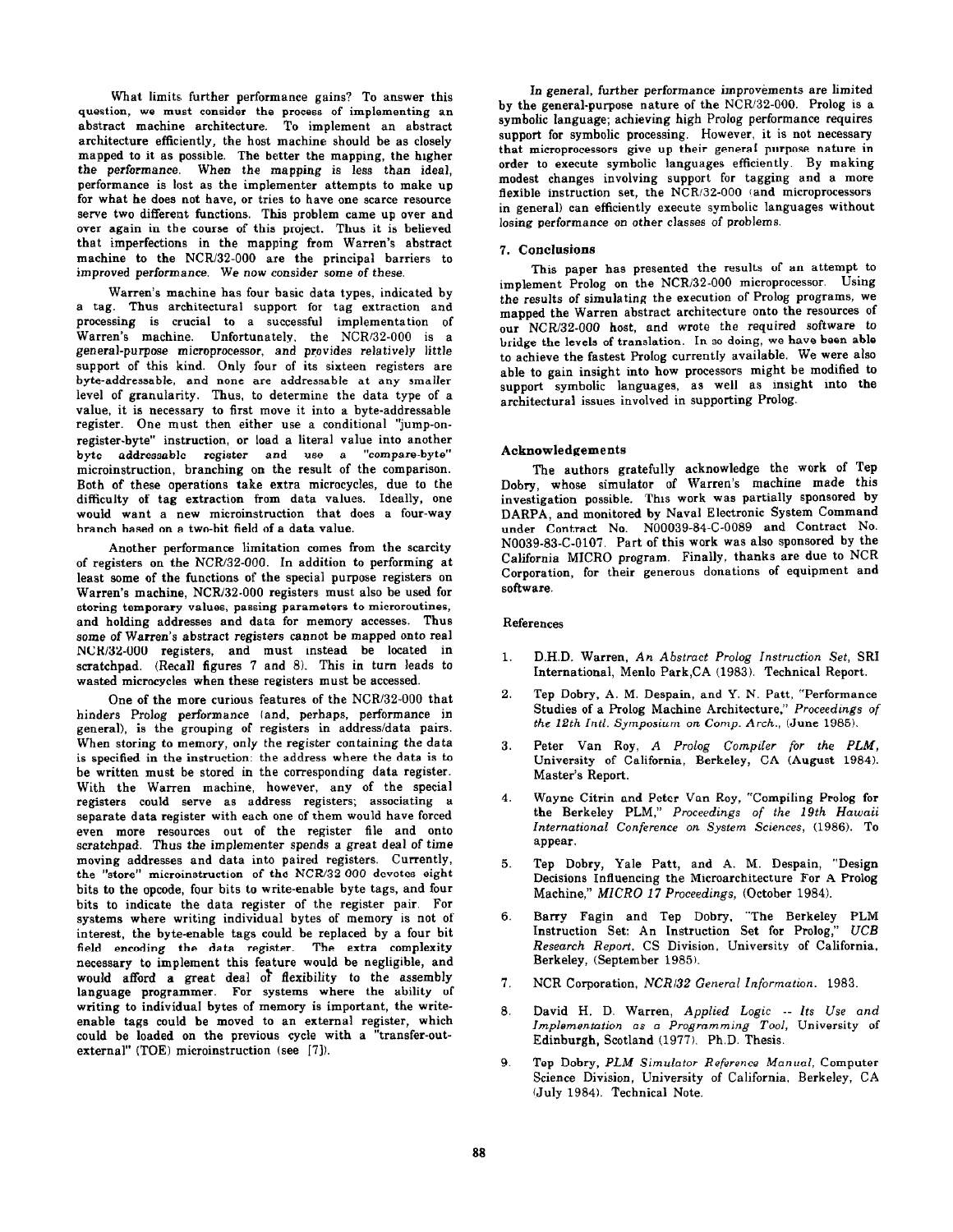What limits further performance gains? To answer this question, we must consider the process of implementing an abstract machine architecture. To implement an abstract architecture efficiently, the host machine should be as closely mapped to it as possible. The better the mapping, the higher the performance. When the mapping is less than ideal, performance is lost as the implementer attempts to make up for what he does not have, or tries to have one scarce resource serve two different functions. This problem came up over and over again in the course of this project. Thus it is believed that imperfections in the mapping from Warren's abstract machine to the NCR/32-000 are the principal barriers to improved performance. We now consider some of these.

Warren's machine has four basic data types, indicated by a tag. Thus architectural support for tag extraction and processing is crucial to a successful implementation of Warren's machine. Unfortunately, the NCR/32-000 is a general-purpose microprocessor, and provides relatively little support of this kind. Only four of its sixteen registers are byte-addressable, and none are addressable at any smaller level of granularity. Thus, to determine the data type of a value, it is necessary to first move it into a byte-addressable register. One must then either use a conditional "jump-on-register-byte" instruction, or load a literal value into another byte addressable register and use a "compare-byte" microinstruction, branching on the result of the comparison. Both of these operations take extra microcycles, due to the difficulty of tag extraction from data values. Ideally, one would want a new microinstruction that does a four-way branch based on a two-bit field of a data value.

Another performance limitation comes from the scarcity of registers on the NCR/32-000. In addition to performing at least some of the functions of the special purpose registers on Warren's machine, NCR/32-000 registers must also be used for storing temporary values, passing parameters to microroutines, and holding addresses and data for memory accesses. Thus some of Warren's abstract registers cannot be mapped onto real NCR/32-000 registers, and must instead be located in scratchpad. (Recall figures 7 and 8). This in turn leads to wasted microcycles when these registers must be accessed.

One of the more curious features of the NCR/32-000 that hinders Prolog performance (and, perhaps, performance in general), is the grouping of registers in address/data pairs. When storing to memory, only the register containing the data is specified in the instruction: the address where the data is to be written must be stored in the corresponding data register. With the Warren machine, however, any of the special registers could serve as address registers; associating a separate data register with each one of them would have forced even more resources out of the register file and onto scratchpad. Thus the implementer spends a great deal of time moving addresses and data into paired registers. Currently, the "store" microinstruction of the NCR/32 000 devotes eight bits to the opcode, four bits to write-enable byte tags, and four bits to indicate the data register of the register pair. For systems where writing individual bytes of memory is not of interest, the byte-enable tags could be replaced by a four bit field encoding the data register. The extra complexity necessary to implement this feature would be negligible, and would afford a great deal of flexibility to the assembly language programmer. For systems where the ability of writing to individual bytes of memory is important, the write-enable tags could be moved to an external register, which could be loaded on the previous cycle with a "transfer-out-external" (TOE) microinstruction (see [7]).

In general, further performance improvements are limited by the general-purpose nature of the NCR/32-000. Prolog is a symbolic language; achieving high Prolog performance requires support for symbolic processing. However, it is not necessary that microprocessors give up their general purpose nature in order to execute symbolic languages efficiently. By making modest changes involving support for tagging and a more flexible instruction set, the NCR/32-000 (and microprocessors in general) can efficiently execute symbolic languages without losing performance on other classes of problems.

## 7. Conclusions

This paper has presented the results of an attempt to implement Prolog on the NCR/32-000 microprocessor. Using the results of simulating the execution of Prolog programs, we mapped the Warren abstract architecture onto the resources of our NCR/32-000 host, and wrote the required software to bridge the levels of translation. In so doing, we have been able to achieve the fastest Prolog currently available. We were also able to gain insight into how processors might be modified to support symbolic languages, as well as insight into the architectural issues involved in supporting Prolog.

### Acknowledgements

The authors gratefully acknowledge the work of Tep Dobry, whose simulator of Warren's machine made this investigation possible. This work was partially sponsored by DARPA, and monitored by Naval Electronic System Command under Contract No. N00039-84-C-0089 and Contract No. N0039-83-C-0107. Part of this work was also sponsored by the California MICRO program. Finally, thanks are due to NCR Corporation, for their generous donations of equipment and software.

### References

1. D.H.D. Warren, *An Abstract Prolog Instruction Set*, SRI International, Menlo Park,CA (1983). Technical Report.
2. Tep Dobry, A. M. Despain, and Y. N. Patt, "Performance Studies of a Prolog Machine Architecture," *Proceedings of the 12th Intl. Symposium on Comp. Arch.*, (June 1985).
3. Peter Van Roy, *A Prolog Compiler for the PLM*, University of California, Berkeley, CA (August 1984). Master's Report.
4. Wayne Citrin and Peter Van Roy, "Compiling Prolog for the Berkeley PLM," *Proceedings of the 19th Hawaii International Conference on System Sciences*, (1986). To appear.
5. Tep Dobry, Yale Patt, and A. M. Despain, "Design Decisions Influencing the Microarchitecture For A Prolog Machine," *MICRO 17 Proceedings*, (October 1984).
6. Barry Fagin and Tep Dobry, "The Berkeley PLM Instruction Set: An Instruction Set for Prolog," *UCB Research Report*, CS Division, University of California, Berkeley, (September 1985).
7. NCR Corporation, *NCR/32 General Information*. 1983.
8. David H. D. Warren, *Applied Logic -- Its Use and Implementation as a Programming Tool*, University of Edinburgh, Scotland (1977). Ph.D. Thesis.
9. Tep Dobry, *PLM Simulator Reference Manual*, Computer Science Division, University of California, Berkeley, CA (July 1984). Technical Note.